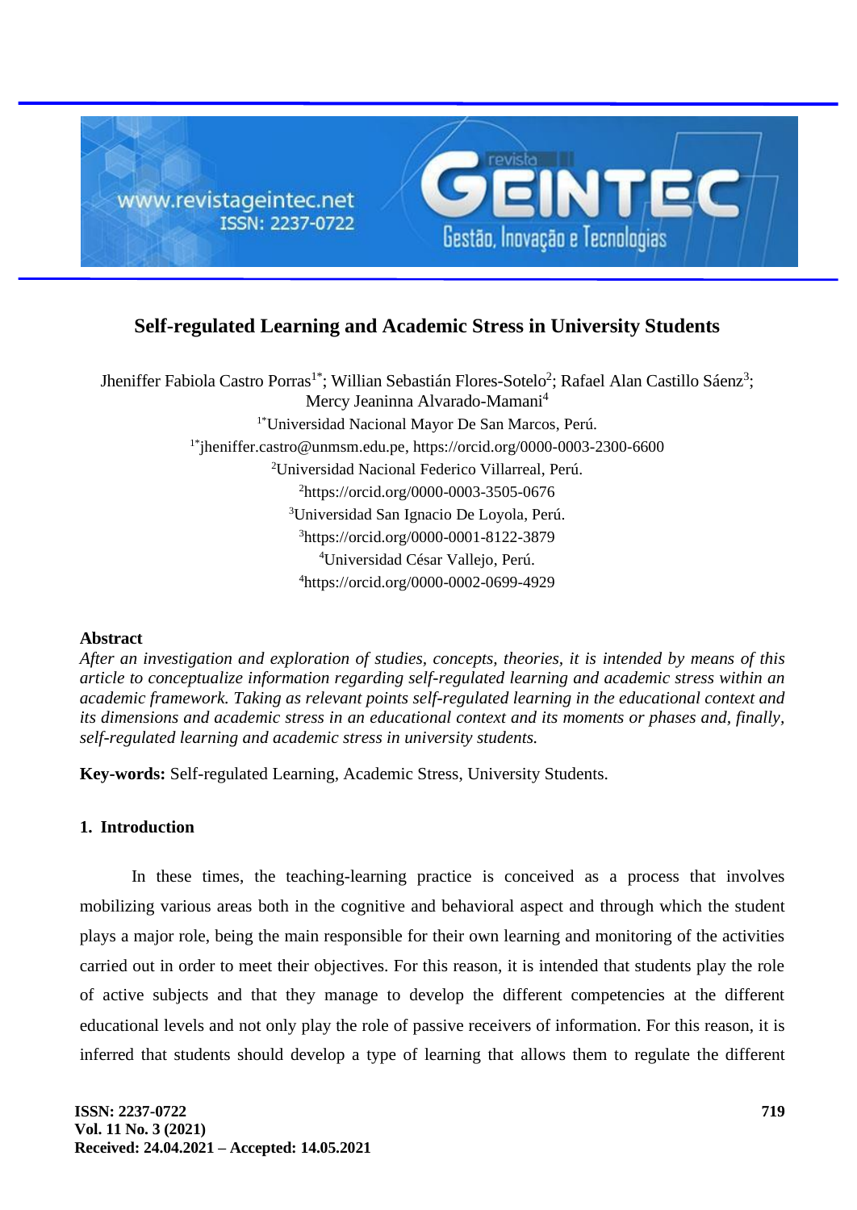# Self-regulated Learning and Academic Stress in University Students

Jheniffer Fabiola Castro Porras[1*]; Willian Sebastián Flores-Sotelo[2]; Rafael Alan Castillo Sáenz[3]; Mercy Jeaninna Alvarado-Mamani[4]

[1*]Universidad Nacional Mayor De San Marcos, Perú.
[1*]jheniffer.castro@unmsm.edu.pe, https://orcid.org/0000-0003-2300-6600
[2]Universidad Nacional Federico Villarreal, Perú.
[2]https://orcid.org/0000-0003-3505-0676
[3]Universidad San Ignacio De Loyola, Perú.
[3]https://orcid.org/0000-0001-8122-3879
[4]Universidad César Vallejo, Perú.
[4]https://orcid.org/0000-0002-0699-4929

## Abstract

*After an investigation and exploration of studies, concepts, theories, it is intended by means of this article to conceptualize information regarding self-regulated learning and academic stress within an academic framework. Taking as relevant points self-regulated learning in the educational context and its dimensions and academic stress in an educational context and its moments or phases and, finally, self-regulated learning and academic stress in university students.*

**Key-words:** Self-regulated Learning, Academic Stress, University Students.

## 1. Introduction

In these times, the teaching-learning practice is conceived as a process that involves mobilizing various areas both in the cognitive and behavioral aspect and through which the student plays a major role, being the main responsible for their own learning and monitoring of the activities carried out in order to meet their objectives. For this reason, it is intended that students play the role of active subjects and that they manage to develop the different competencies at the different educational levels and not only play the role of passive receivers of information. For this reason, it is inferred that students should develop a type of learning that allows them to regulate the different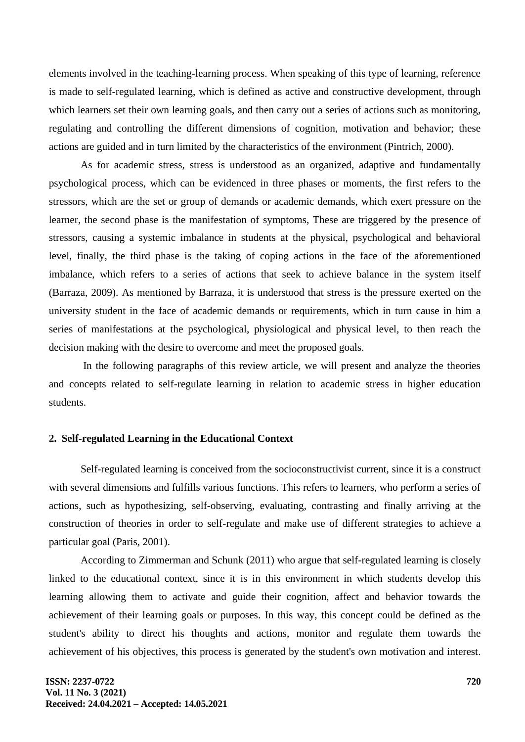elements involved in the teaching-learning process. When speaking of this type of learning, reference is made to self-regulated learning, which is defined as active and constructive development, through which learners set their own learning goals, and then carry out a series of actions such as monitoring, regulating and controlling the different dimensions of cognition, motivation and behavior; these actions are guided and in turn limited by the characteristics of the environment (Pintrich, 2000).

As for academic stress, stress is understood as an organized, adaptive and fundamentally psychological process, which can be evidenced in three phases or moments, the first refers to the stressors, which are the set or group of demands or academic demands, which exert pressure on the learner, the second phase is the manifestation of symptoms, These are triggered by the presence of stressors, causing a systemic imbalance in students at the physical, psychological and behavioral level, finally, the third phase is the taking of coping actions in the face of the aforementioned imbalance, which refers to a series of actions that seek to achieve balance in the system itself (Barraza, 2009). As mentioned by Barraza, it is understood that stress is the pressure exerted on the university student in the face of academic demands or requirements, which in turn cause in him a series of manifestations at the psychological, physiological and physical level, to then reach the decision making with the desire to overcome and meet the proposed goals.

In the following paragraphs of this review article, we will present and analyze the theories and concepts related to self-regulate learning in relation to academic stress in higher education students.

## 2. Self-regulated Learning in the Educational Context

Self-regulated learning is conceived from the socioconstructivist current, since it is a construct with several dimensions and fulfills various functions. This refers to learners, who perform a series of actions, such as hypothesizing, self-observing, evaluating, contrasting and finally arriving at the construction of theories in order to self-regulate and make use of different strategies to achieve a particular goal (Paris, 2001).

According to Zimmerman and Schunk (2011) who argue that self-regulated learning is closely linked to the educational context, since it is in this environment in which students develop this learning allowing them to activate and guide their cognition, affect and behavior towards the achievement of their learning goals or purposes. In this way, this concept could be defined as the student's ability to direct his thoughts and actions, monitor and regulate them towards the achievement of his objectives, this process is generated by the student's own motivation and interest.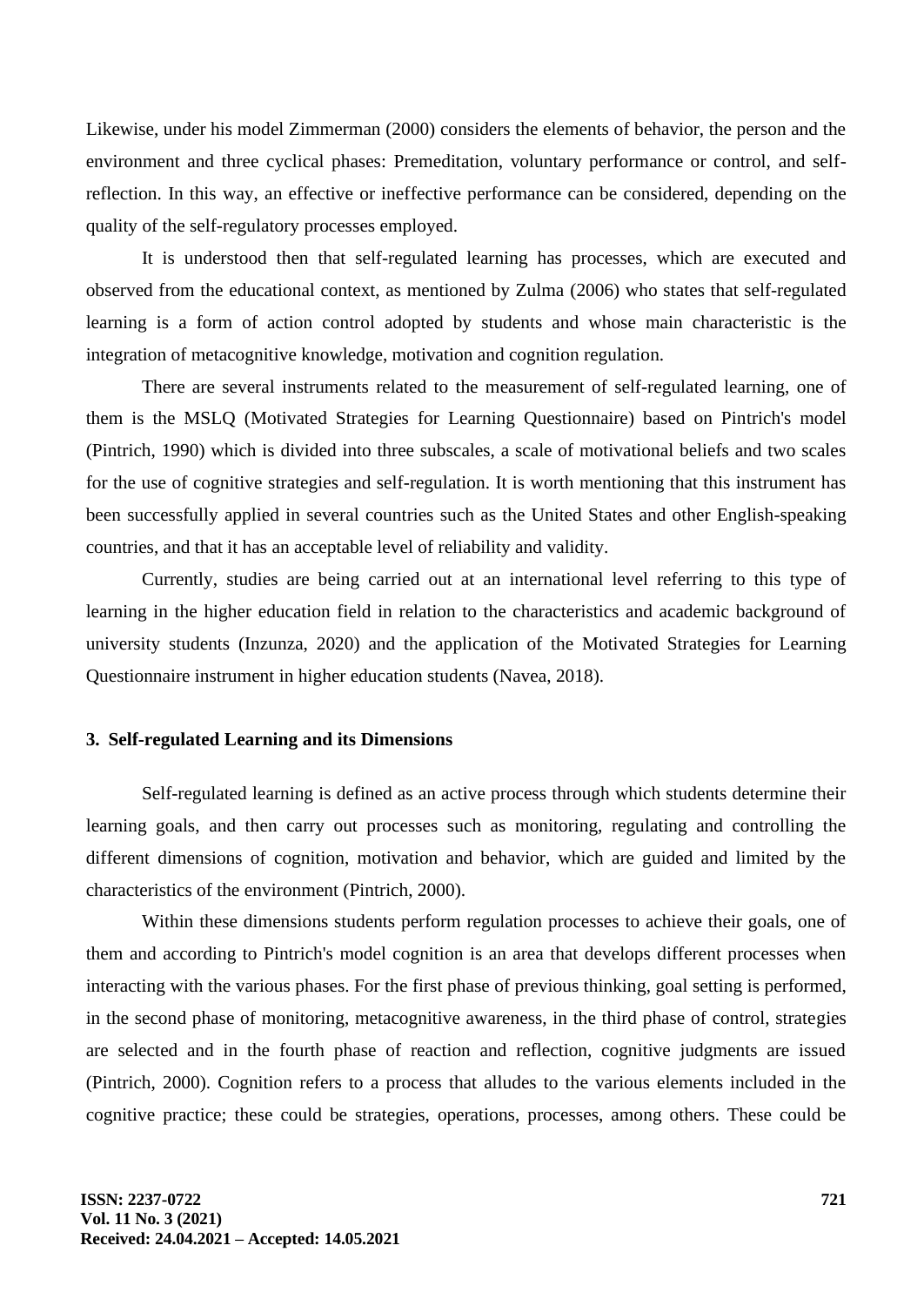Likewise, under his model Zimmerman (2000) considers the elements of behavior, the person and the environment and three cyclical phases: Premeditation, voluntary performance or control, and self-reflection. In this way, an effective or ineffective performance can be considered, depending on the quality of the self-regulatory processes employed.

It is understood then that self-regulated learning has processes, which are executed and observed from the educational context, as mentioned by Zulma (2006) who states that self-regulated learning is a form of action control adopted by students and whose main characteristic is the integration of metacognitive knowledge, motivation and cognition regulation.

There are several instruments related to the measurement of self-regulated learning, one of them is the MSLQ (Motivated Strategies for Learning Questionnaire) based on Pintrich's model (Pintrich, 1990) which is divided into three subscales, a scale of motivational beliefs and two scales for the use of cognitive strategies and self-regulation. It is worth mentioning that this instrument has been successfully applied in several countries such as the United States and other English-speaking countries, and that it has an acceptable level of reliability and validity.

Currently, studies are being carried out at an international level referring to this type of learning in the higher education field in relation to the characteristics and academic background of university students (Inzunza, 2020) and the application of the Motivated Strategies for Learning Questionnaire instrument in higher education students (Navea, 2018).

## 3. Self-regulated Learning and its Dimensions

Self-regulated learning is defined as an active process through which students determine their learning goals, and then carry out processes such as monitoring, regulating and controlling the different dimensions of cognition, motivation and behavior, which are guided and limited by the characteristics of the environment (Pintrich, 2000).

Within these dimensions students perform regulation processes to achieve their goals, one of them and according to Pintrich's model cognition is an area that develops different processes when interacting with the various phases. For the first phase of previous thinking, goal setting is performed, in the second phase of monitoring, metacognitive awareness, in the third phase of control, strategies are selected and in the fourth phase of reaction and reflection, cognitive judgments are issued (Pintrich, 2000). Cognition refers to a process that alludes to the various elements included in the cognitive practice; these could be strategies, operations, processes, among others. These could be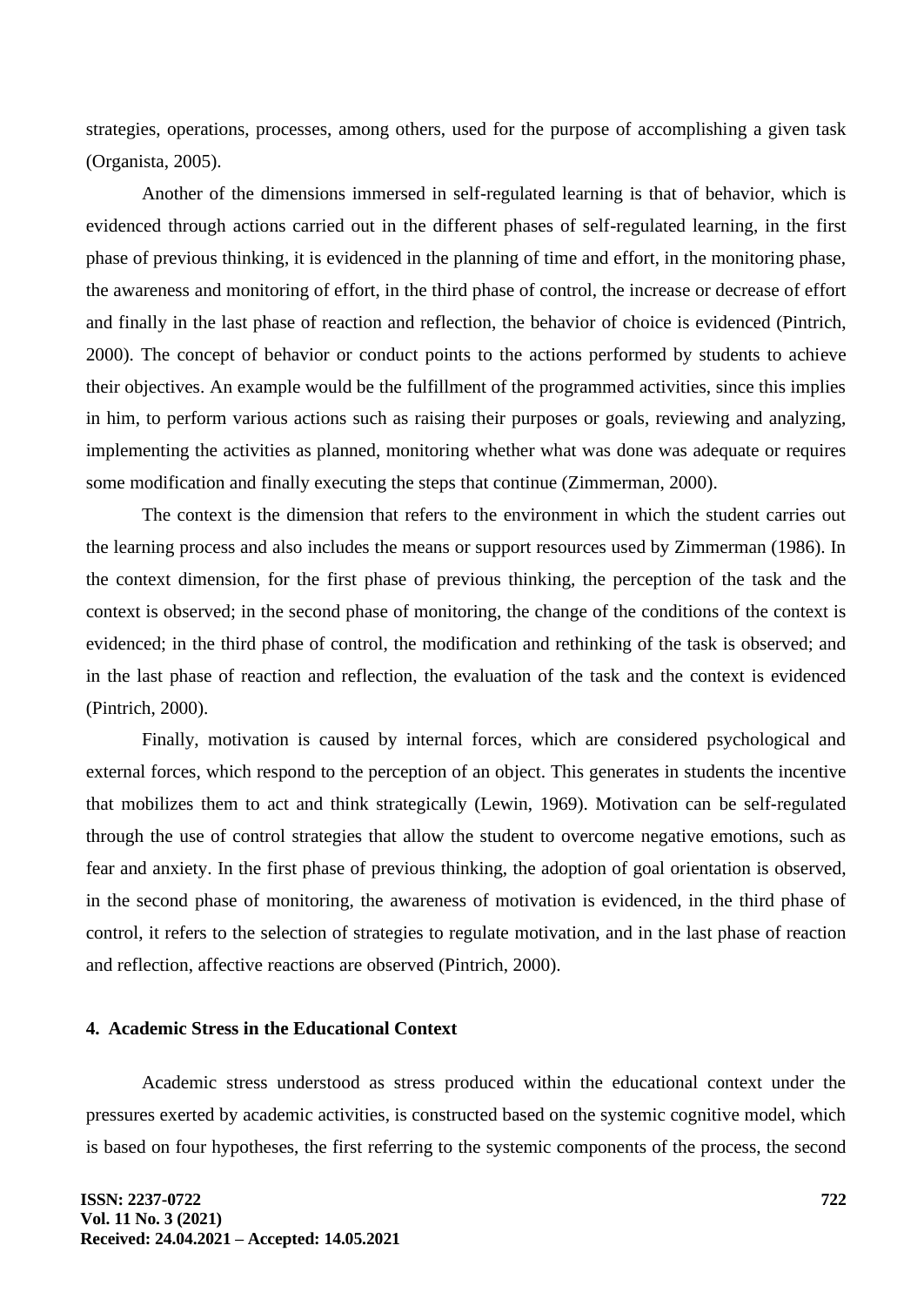strategies, operations, processes, among others, used for the purpose of accomplishing a given task (Organista, 2005).

Another of the dimensions immersed in self-regulated learning is that of behavior, which is evidenced through actions carried out in the different phases of self-regulated learning, in the first phase of previous thinking, it is evidenced in the planning of time and effort, in the monitoring phase, the awareness and monitoring of effort, in the third phase of control, the increase or decrease of effort and finally in the last phase of reaction and reflection, the behavior of choice is evidenced (Pintrich, 2000). The concept of behavior or conduct points to the actions performed by students to achieve their objectives. An example would be the fulfillment of the programmed activities, since this implies in him, to perform various actions such as raising their purposes or goals, reviewing and analyzing, implementing the activities as planned, monitoring whether what was done was adequate or requires some modification and finally executing the steps that continue (Zimmerman, 2000).

The context is the dimension that refers to the environment in which the student carries out the learning process and also includes the means or support resources used by Zimmerman (1986). In the context dimension, for the first phase of previous thinking, the perception of the task and the context is observed; in the second phase of monitoring, the change of the conditions of the context is evidenced; in the third phase of control, the modification and rethinking of the task is observed; and in the last phase of reaction and reflection, the evaluation of the task and the context is evidenced (Pintrich, 2000).

Finally, motivation is caused by internal forces, which are considered psychological and external forces, which respond to the perception of an object. This generates in students the incentive that mobilizes them to act and think strategically (Lewin, 1969). Motivation can be self-regulated through the use of control strategies that allow the student to overcome negative emotions, such as fear and anxiety. In the first phase of previous thinking, the adoption of goal orientation is observed, in the second phase of monitoring, the awareness of motivation is evidenced, in the third phase of control, it refers to the selection of strategies to regulate motivation, and in the last phase of reaction and reflection, affective reactions are observed (Pintrich, 2000).

## 4. Academic Stress in the Educational Context

Academic stress understood as stress produced within the educational context under the pressures exerted by academic activities, is constructed based on the systemic cognitive model, which is based on four hypotheses, the first referring to the systemic components of the process, the second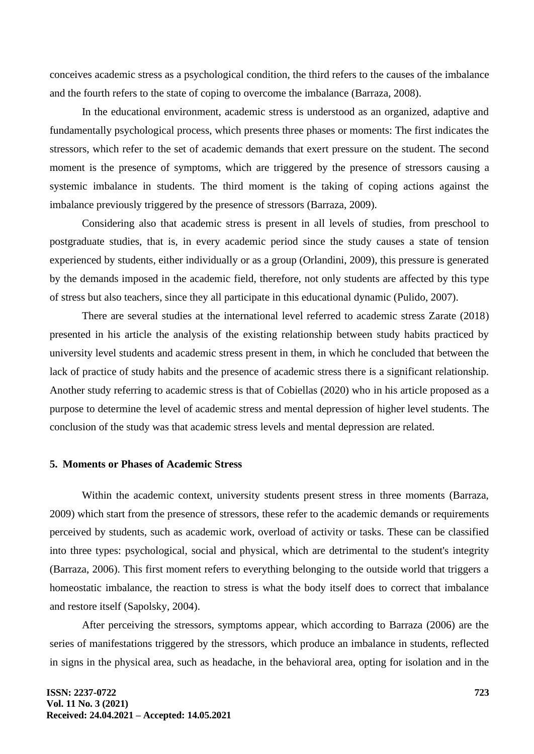conceives academic stress as a psychological condition, the third refers to the causes of the imbalance and the fourth refers to the state of coping to overcome the imbalance (Barraza, 2008).

In the educational environment, academic stress is understood as an organized, adaptive and fundamentally psychological process, which presents three phases or moments: The first indicates the stressors, which refer to the set of academic demands that exert pressure on the student. The second moment is the presence of symptoms, which are triggered by the presence of stressors causing a systemic imbalance in students. The third moment is the taking of coping actions against the imbalance previously triggered by the presence of stressors (Barraza, 2009).

Considering also that academic stress is present in all levels of studies, from preschool to postgraduate studies, that is, in every academic period since the study causes a state of tension experienced by students, either individually or as a group (Orlandini, 2009), this pressure is generated by the demands imposed in the academic field, therefore, not only students are affected by this type of stress but also teachers, since they all participate in this educational dynamic (Pulido, 2007).

There are several studies at the international level referred to academic stress Zarate (2018) presented in his article the analysis of the existing relationship between study habits practiced by university level students and academic stress present in them, in which he concluded that between the lack of practice of study habits and the presence of academic stress there is a significant relationship. Another study referring to academic stress is that of Cobiellas (2020) who in his article proposed as a purpose to determine the level of academic stress and mental depression of higher level students. The conclusion of the study was that academic stress levels and mental depression are related.

## 5. Moments or Phases of Academic Stress

Within the academic context, university students present stress in three moments (Barraza, 2009) which start from the presence of stressors, these refer to the academic demands or requirements perceived by students, such as academic work, overload of activity or tasks. These can be classified into three types: psychological, social and physical, which are detrimental to the student's integrity (Barraza, 2006). This first moment refers to everything belonging to the outside world that triggers a homeostatic imbalance, the reaction to stress is what the body itself does to correct that imbalance and restore itself (Sapolsky, 2004).

After perceiving the stressors, symptoms appear, which according to Barraza (2006) are the series of manifestations triggered by the stressors, which produce an imbalance in students, reflected in signs in the physical area, such as headache, in the behavioral area, opting for isolation and in the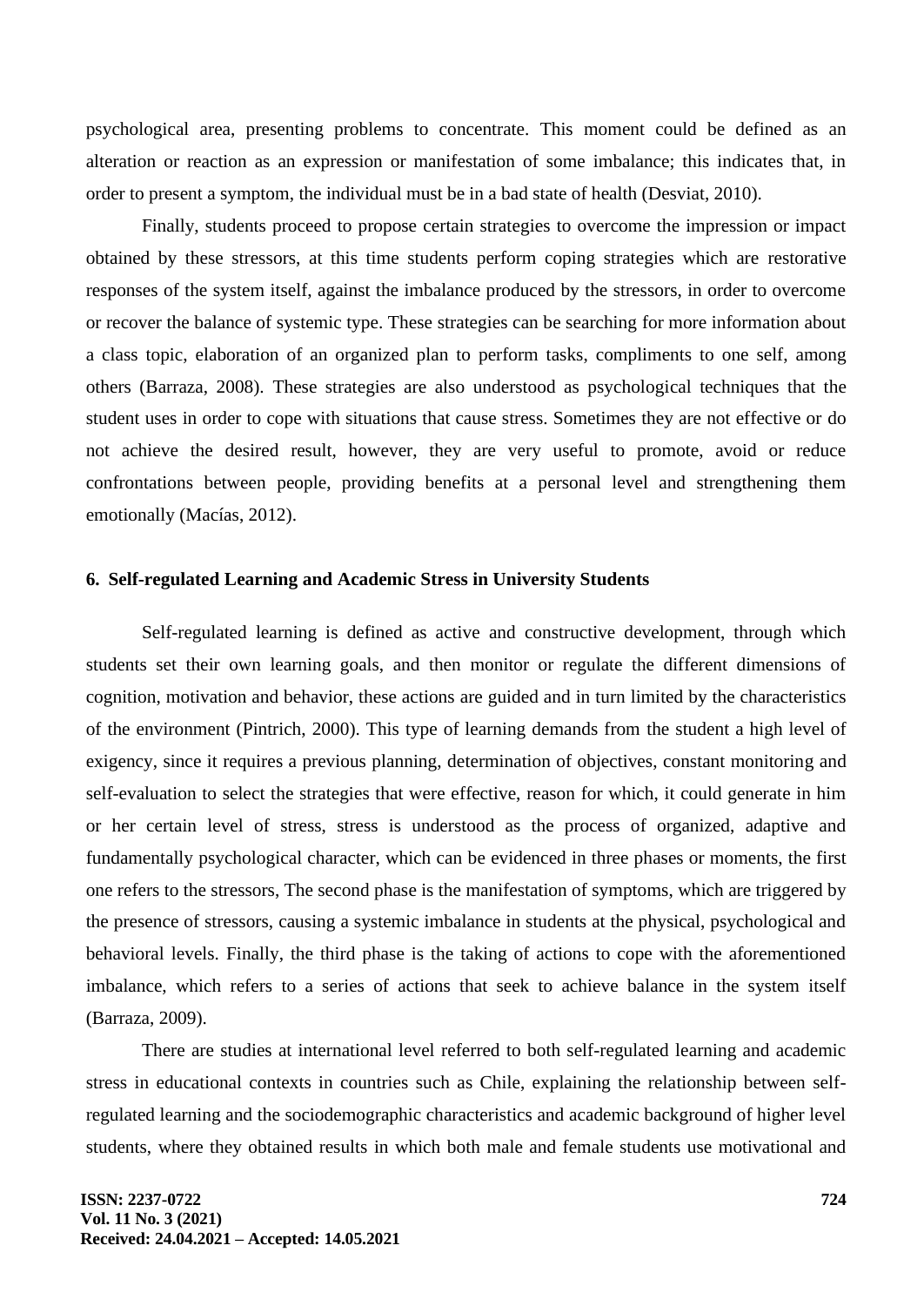psychological area, presenting problems to concentrate. This moment could be defined as an alteration or reaction as an expression or manifestation of some imbalance; this indicates that, in order to present a symptom, the individual must be in a bad state of health (Desviat, 2010).

Finally, students proceed to propose certain strategies to overcome the impression or impact obtained by these stressors, at this time students perform coping strategies which are restorative responses of the system itself, against the imbalance produced by the stressors, in order to overcome or recover the balance of systemic type. These strategies can be searching for more information about a class topic, elaboration of an organized plan to perform tasks, compliments to one self, among others (Barraza, 2008). These strategies are also understood as psychological techniques that the student uses in order to cope with situations that cause stress. Sometimes they are not effective or do not achieve the desired result, however, they are very useful to promote, avoid or reduce confrontations between people, providing benefits at a personal level and strengthening them emotionally (Macías, 2012).

## 6. Self-regulated Learning and Academic Stress in University Students

Self-regulated learning is defined as active and constructive development, through which students set their own learning goals, and then monitor or regulate the different dimensions of cognition, motivation and behavior, these actions are guided and in turn limited by the characteristics of the environment (Pintrich, 2000). This type of learning demands from the student a high level of exigency, since it requires a previous planning, determination of objectives, constant monitoring and self-evaluation to select the strategies that were effective, reason for which, it could generate in him or her certain level of stress, stress is understood as the process of organized, adaptive and fundamentally psychological character, which can be evidenced in three phases or moments, the first one refers to the stressors, The second phase is the manifestation of symptoms, which are triggered by the presence of stressors, causing a systemic imbalance in students at the physical, psychological and behavioral levels. Finally, the third phase is the taking of actions to cope with the aforementioned imbalance, which refers to a series of actions that seek to achieve balance in the system itself (Barraza, 2009).

There are studies at international level referred to both self-regulated learning and academic stress in educational contexts in countries such as Chile, explaining the relationship between self-regulated learning and the sociodemographic characteristics and academic background of higher level students, where they obtained results in which both male and female students use motivational and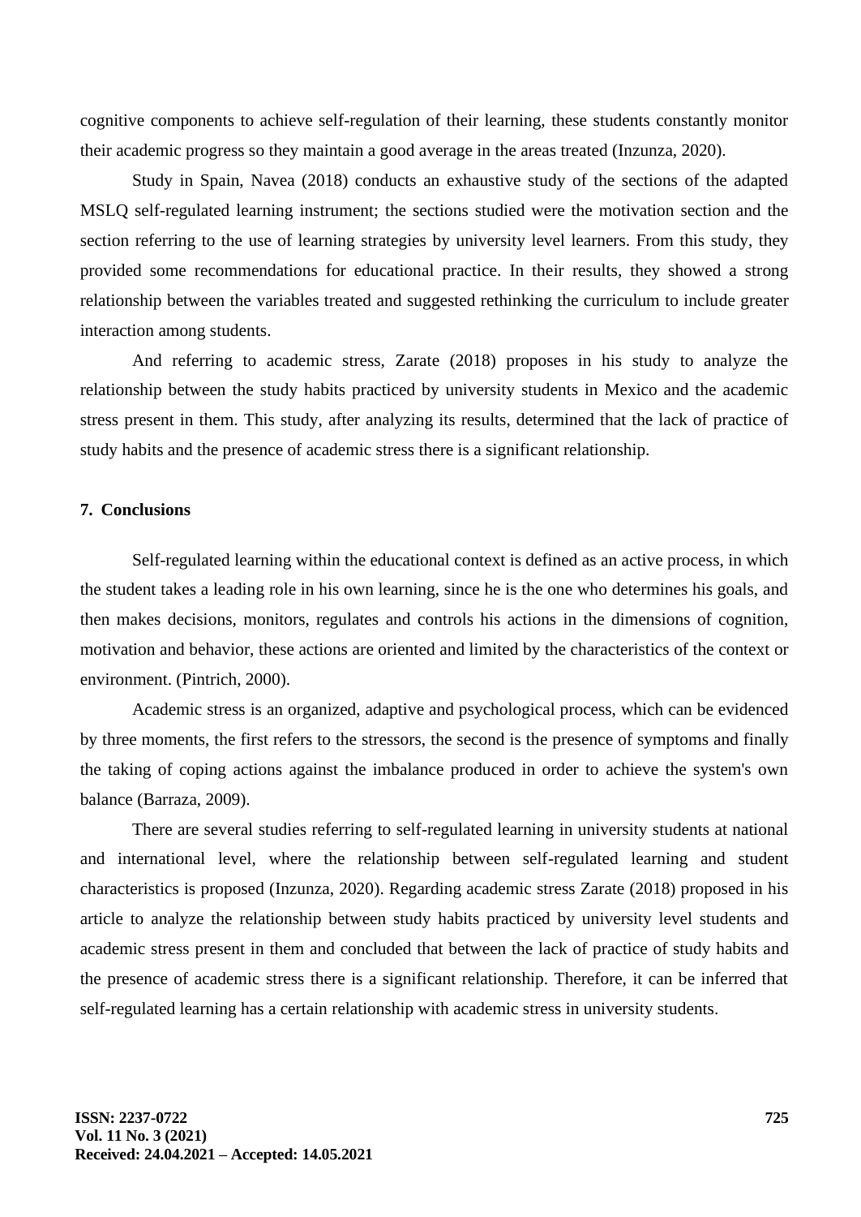cognitive components to achieve self-regulation of their learning, these students constantly monitor their academic progress so they maintain a good average in the areas treated (Inzunza, 2020).

Study in Spain, Navea (2018) conducts an exhaustive study of the sections of the adapted MSLQ self-regulated learning instrument; the sections studied were the motivation section and the section referring to the use of learning strategies by university level learners. From this study, they provided some recommendations for educational practice. In their results, they showed a strong relationship between the variables treated and suggested rethinking the curriculum to include greater interaction among students.

And referring to academic stress, Zarate (2018) proposes in his study to analyze the relationship between the study habits practiced by university students in Mexico and the academic stress present in them. This study, after analyzing its results, determined that the lack of practice of study habits and the presence of academic stress there is a significant relationship.

## 7. Conclusions

Self-regulated learning within the educational context is defined as an active process, in which the student takes a leading role in his own learning, since he is the one who determines his goals, and then makes decisions, monitors, regulates and controls his actions in the dimensions of cognition, motivation and behavior, these actions are oriented and limited by the characteristics of the context or environment. (Pintrich, 2000).

Academic stress is an organized, adaptive and psychological process, which can be evidenced by three moments, the first refers to the stressors, the second is the presence of symptoms and finally the taking of coping actions against the imbalance produced in order to achieve the system's own balance (Barraza, 2009).

There are several studies referring to self-regulated learning in university students at national and international level, where the relationship between self-regulated learning and student characteristics is proposed (Inzunza, 2020). Regarding academic stress Zarate (2018) proposed in his article to analyze the relationship between study habits practiced by university level students and academic stress present in them and concluded that between the lack of practice of study habits and the presence of academic stress there is a significant relationship. Therefore, it can be inferred that self-regulated learning has a certain relationship with academic stress in university students.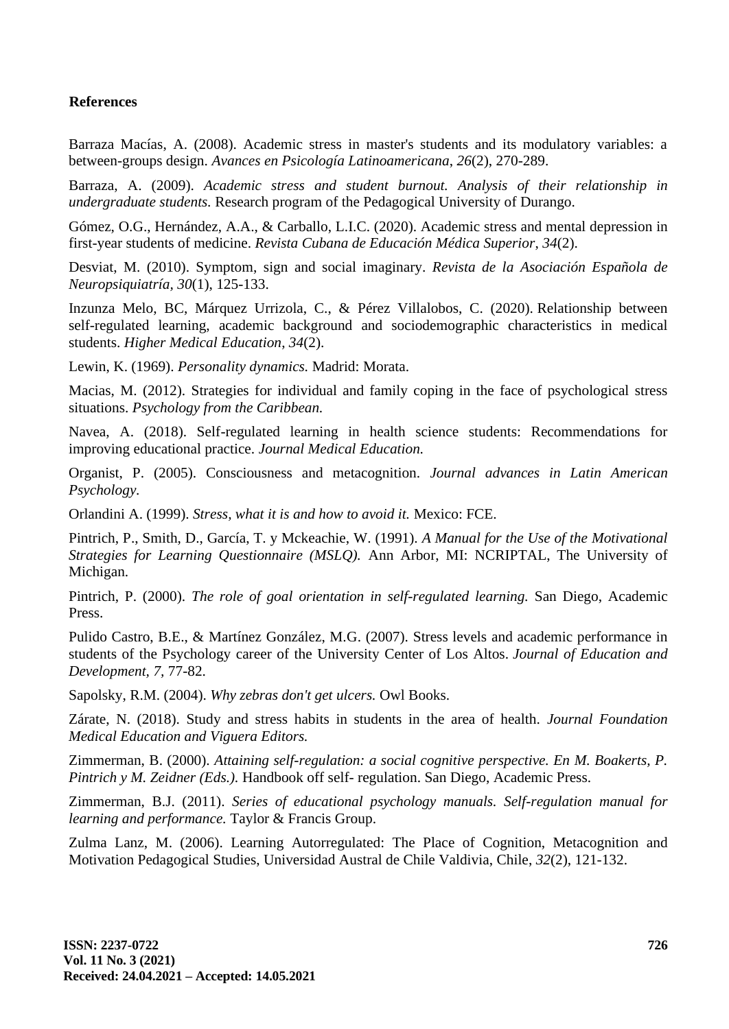**References**

Barraza Macías, A. (2008). Academic stress in master's students and its modulatory variables: a between-groups design. *Avances en Psicología Latinoamericana*, *26*(2), 270-289.

Barraza, A. (2009). *Academic stress and student burnout. Analysis of their relationship in undergraduate students.* Research program of the Pedagogical University of Durango.

Gómez, O.G., Hernández, A.A., & Carballo, L.I.C. (2020). Academic stress and mental depression in first-year students of medicine. *Revista Cubana de Educación Médica Superior*, *34*(2).

Desviat, M. (2010). Symptom, sign and social imaginary. *Revista de la Asociación Española de Neuropsiquiatría*, *30*(1), 125-133.

Inzunza Melo, BC, Márquez Urrizola, C., & Pérez Villalobos, C. (2020). Relationship between self-regulated learning, academic background and sociodemographic characteristics in medical students. *Higher Medical Education*, *34*(2).

Lewin, K. (1969). *Personality dynamics.* Madrid: Morata.

Macias, M. (2012). Strategies for individual and family coping in the face of psychological stress situations. *Psychology from the Caribbean.*

Navea, A. (2018). Self-regulated learning in health science students: Recommendations for improving educational practice. *Journal Medical Education.*

Organist, P. (2005). Consciousness and metacognition. *Journal advances in Latin American Psychology.*

Orlandini A. (1999). *Stress, what it is and how to avoid it.* Mexico: FCE.

Pintrich, P., Smith, D., García, T. y Mckeachie, W. (1991). *A Manual for the Use of the Motivational Strategies for Learning Questionnaire (MSLQ).* Ann Arbor, MI: NCRIPTAL, The University of Michigan.

Pintrich, P. (2000). *The role of goal orientation in self-regulated learning.* San Diego, Academic Press.

Pulido Castro, B.E., & Martínez González, M.G. (2007). Stress levels and academic performance in students of the Psychology career of the University Center of Los Altos. *Journal of Education and Development, 7*, 77-82.

Sapolsky, R.M. (2004). *Why zebras don't get ulcers.* Owl Books.

Zárate, N. (2018). Study and stress habits in students in the area of health. *Journal Foundation Medical Education and Viguera Editors.*

Zimmerman, B. (2000). *Attaining self-regulation: a social cognitive perspective. En M. Boakerts, P. Pintrich y M. Zeidner (Eds.).* Handbook off self- regulation. San Diego, Academic Press.

Zimmerman, B.J. (2011). *Series of educational psychology manuals. Self-regulation manual for learning and performance.* Taylor & Francis Group.

Zulma Lanz, M. (2006). Learning Autorregulated: The Place of Cognition, Metacognition and Motivation Pedagogical Studies, Universidad Austral de Chile Valdivia, Chile, *32*(2), 121-132.